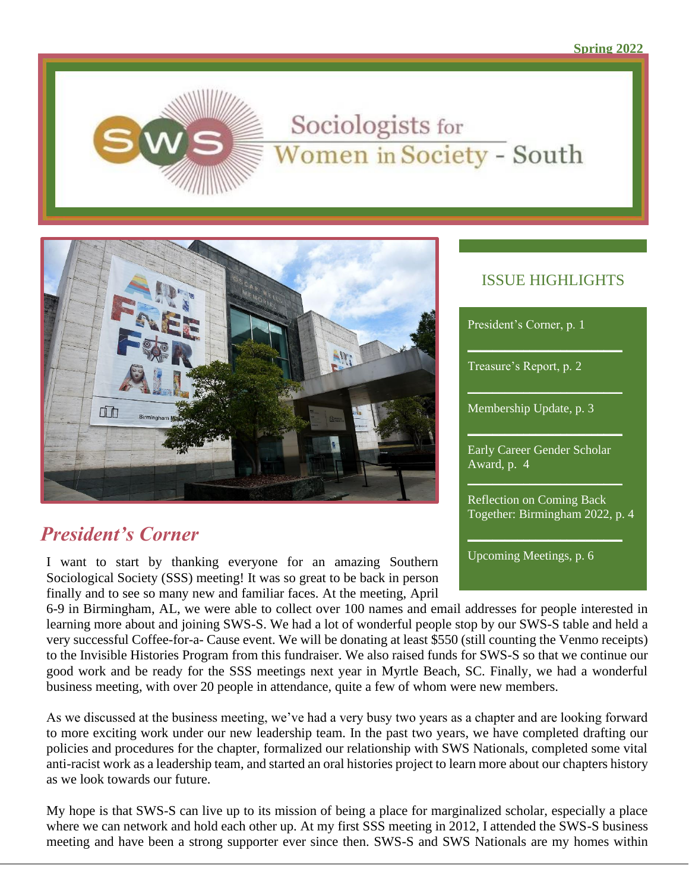Spring 2022

# Sociologists for Women in Society - South

## ISSUE HIGHLIGHTS

- President's Corner, p. 1
- Treasure's Report, p. 2
- Membership Update, p. 3
- Early Career Gender Scholar Award, p. 4
- Reflection on Coming Back Together: Birmingham 2022, p. 4
- Upcoming Meetings, p. 6

## *President's Corner*

I want to start by thanking everyone for an amazing Southern Sociological Society (SSS) meeting! It was so great to be back in person finally and to see so many new and familiar faces. At the meeting, April 6-9 in Birmingham, AL, we were able to collect over 100 names and email addresses for people interested in learning more about and joining SWS-S. We had a lot of wonderful people stop by our SWS-S table and held a very successful Coffee-for-a- Cause event. We will be donating at least $550 (still counting the Venmo receipts) to the Invisible Histories Program from this fundraiser. We also raised funds for SWS-S so that we continue our good work and be ready for the SSS meetings next year in Myrtle Beach, SC. Finally, we had a wonderful business meeting, with over 20 people in attendance, quite a few of whom were new members.

As we discussed at the business meeting, we've had a very busy two years as a chapter and are looking forward to more exciting work under our new leadership team. In the past two years, we have completed drafting our policies and procedures for the chapter, formalized our relationship with SWS Nationals, completed some vital anti-racist work as a leadership team, and started an oral histories project to learn more about our chapters history as we look towards our future.

My hope is that SWS-S can live up to its mission of being a place for marginalized scholar, especially a place where we can network and hold each other up. At my first SSS meeting in 2012, I attended the SWS-S business meeting and have been a strong supporter ever since then. SWS-S and SWS Nationals are my homes within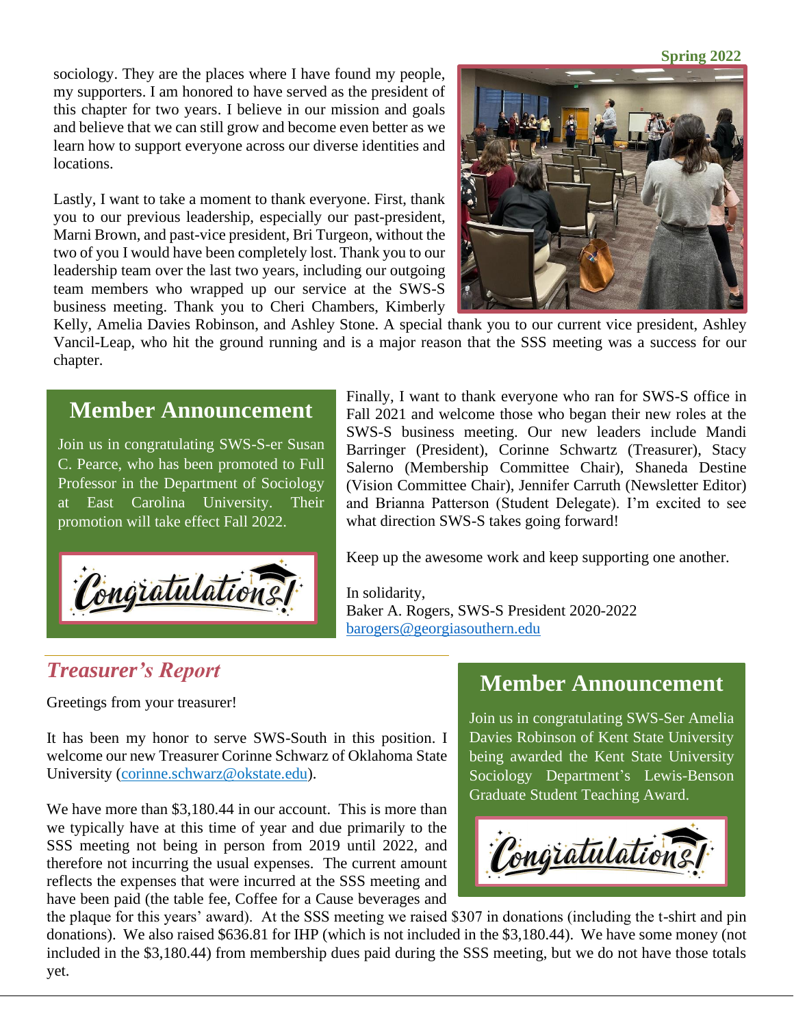sociology. They are the places where I have found my people, my supporters. I am honored to have served as the president of this chapter for two years. I believe in our mission and goals and believe that we can still grow and become even better as we learn how to support everyone across our diverse identities and locations.

Lastly, I want to take a moment to thank everyone. First, thank you to our previous leadership, especially our past-president, Marni Brown, and past-vice president, Bri Turgeon, without the two of you I would have been completely lost. Thank you to our leadership team over the last two years, including our outgoing team members who wrapped up our service at the SWS-S business meeting. Thank you to Cheri Chambers, Kimberly Kelly, Amelia Davies Robinson, and Ashley Stone. A special thank you to our current vice president, Ashley Vancil-Leap, who hit the ground running and is a major reason that the SSS meeting was a success for our chapter.

Finally, I want to thank everyone who ran for SWS-S office in Fall 2021 and welcome those who began their new roles at the SWS-S business meeting. Our new leaders include Mandi Barringer (President), Corinne Schwartz (Treasurer), Stacy Salerno (Membership Committee Chair), Shaneda Destine (Vision Committee Chair), Jennifer Carruth (Newsletter Editor) and Brianna Patterson (Student Delegate). I'm excited to see what direction SWS-S takes going forward!

Keep up the awesome work and keep supporting one another.

In solidarity,
Baker A. Rogers, SWS-S President 2020-2022
barogers@georgiasouthern.edu

## Member Announcement

Join us in congratulating SWS-S-er Susan C. Pearce, who has been promoted to Full Professor in the Department of Sociology at East Carolina University. Their promotion will take effect Fall 2022.

Congratulations!

## *Treasurer's Report*

Greetings from your treasurer!

It has been my honor to serve SWS-South in this position. I welcome our new Treasurer Corinne Schwarz of Oklahoma State University (corinne.schwarz@okstate.edu).

We have more than $3,180.44 in our account. This is more than we typically have at this time of year and due primarily to the SSS meeting not being in person from 2019 until 2022, and therefore not incurring the usual expenses. The current amount reflects the expenses that were incurred at the SSS meeting and have been paid (the table fee, Coffee for a Cause beverages and the plaque for this years' award). At the SSS meeting we raised $307 in donations (including the t-shirt and pin donations). We also raised $636.81 for IHP (which is not included in the $3,180.44). We have some money (not included in the $3,180.44) from membership dues paid during the SSS meeting, but we do not have those totals yet.

## Member Announcement

Join us in congratulating SWS-Ser Amelia Davies Robinson of Kent State University being awarded the Kent State University Sociology Department's Lewis-Benson Graduate Student Teaching Award.

Congratulations!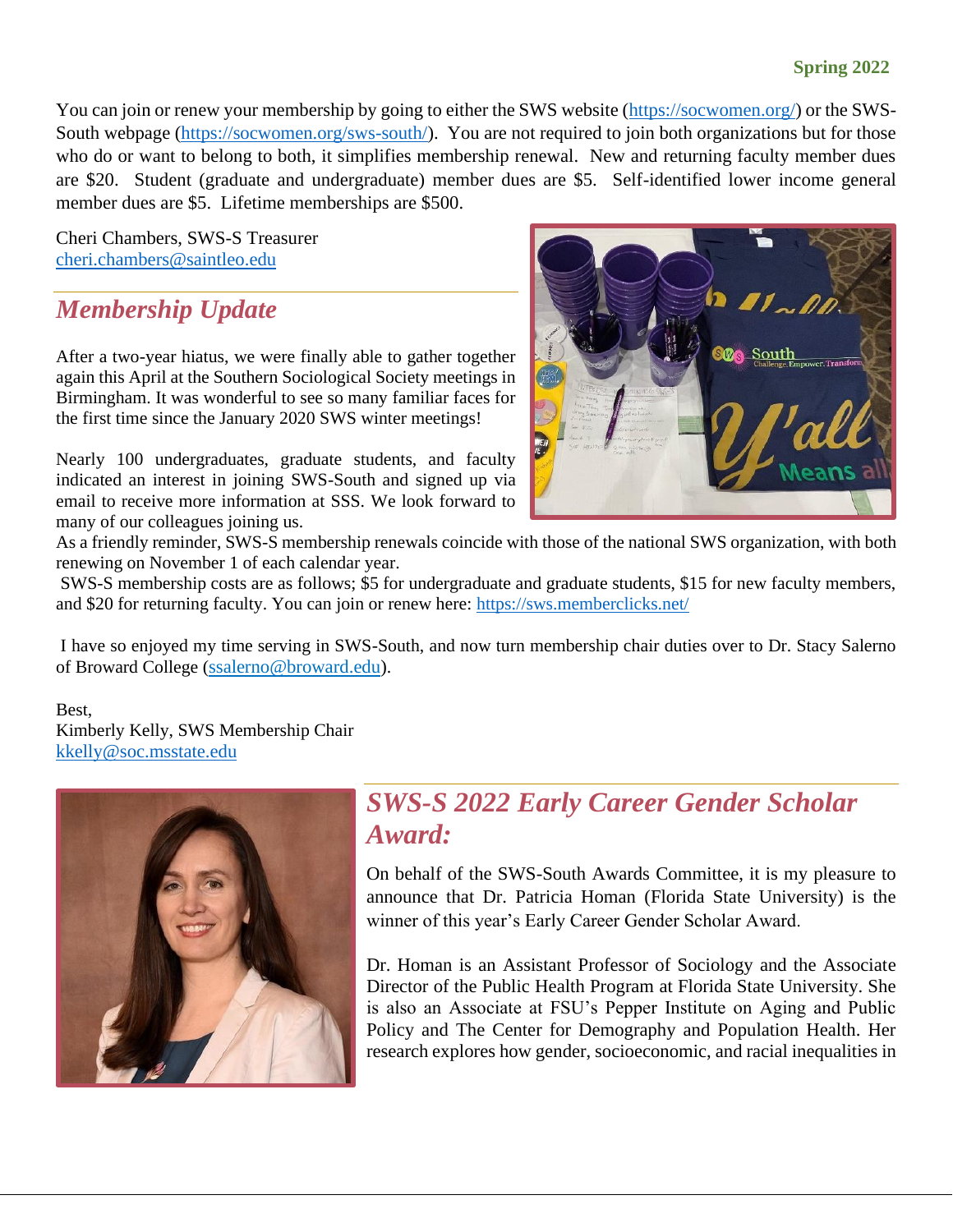You can join or renew your membership by going to either the SWS website (https://socwomen.org/) or the SWS-South webpage (https://socwomen.org/sws-south/). You are not required to join both organizations but for those who do or want to belong to both, it simplifies membership renewal. New and returning faculty member dues are $20. Student (graduate and undergraduate) member dues are $5. Self-identified lower income general member dues are $5. Lifetime memberships are $500.

Cheri Chambers, SWS-S Treasurer
cheri.chambers@saintleo.edu

## *Membership Update*

After a two-year hiatus, we were finally able to gather together again this April at the Southern Sociological Society meetings in Birmingham. It was wonderful to see so many familiar faces for the first time since the January 2020 SWS winter meetings!

Nearly 100 undergraduates, graduate students, and faculty indicated an interest in joining SWS-South and signed up via email to receive more information at SSS. We look forward to many of our colleagues joining us.

As a friendly reminder, SWS-S membership renewals coincide with those of the national SWS organization, with both renewing on November 1 of each calendar year.

SWS-S membership costs are as follows; $5 for undergraduate and graduate students, $15 for new faculty members, and $20 for returning faculty. You can join or renew here: https://sws.memberclicks.net/

I have so enjoyed my time serving in SWS-South, and now turn membership chair duties over to Dr. Stacy Salerno of Broward College (ssalerno@broward.edu).

Best,
Kimberly Kelly, SWS Membership Chair
kkelly@soc.msstate.edu

## *SWS-S 2022 Early Career Gender Scholar Award:*

On behalf of the SWS-South Awards Committee, it is my pleasure to announce that Dr. Patricia Homan (Florida State University) is the winner of this year's Early Career Gender Scholar Award.

Dr. Homan is an Assistant Professor of Sociology and the Associate Director of the Public Health Program at Florida State University. She is also an Associate at FSU's Pepper Institute on Aging and Public Policy and The Center for Demography and Population Health. Her research explores how gender, socioeconomic, and racial inequalities in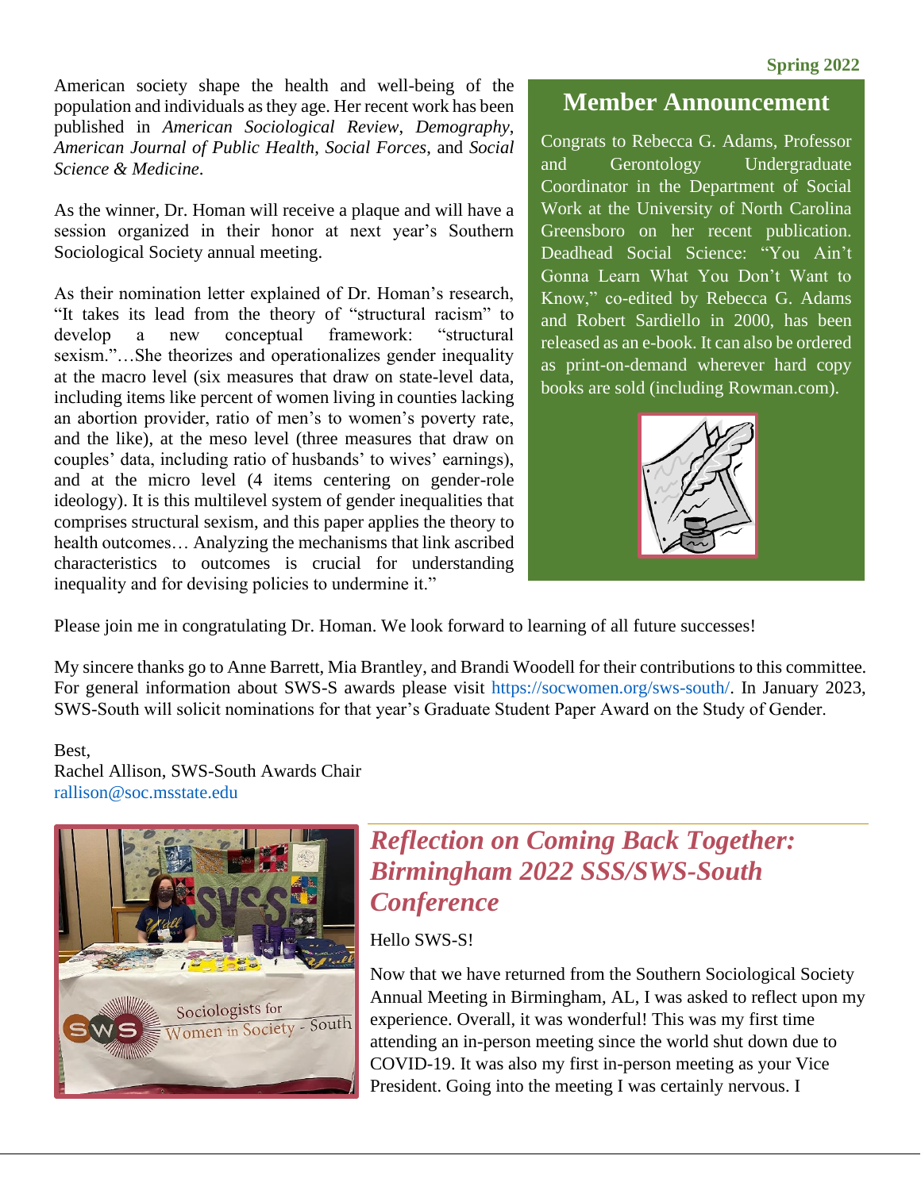American society shape the health and well-being of the population and individuals as they age. Her recent work has been published in *American Sociological Review*, *Demography*, *American Journal of Public Health*, *Social Forces*, and *Social Science & Medicine*.

As the winner, Dr. Homan will receive a plaque and will have a session organized in their honor at next year's Southern Sociological Society annual meeting.

As their nomination letter explained of Dr. Homan's research, "It takes its lead from the theory of "structural racism" to develop a new conceptual framework: "structural sexism."…She theorizes and operationalizes gender inequality at the macro level (six measures that draw on state-level data, including items like percent of women living in counties lacking an abortion provider, ratio of men's to women's poverty rate, and the like), at the meso level (three measures that draw on couples' data, including ratio of husbands' to wives' earnings), and at the micro level (4 items centering on gender-role ideology). It is this multilevel system of gender inequalities that comprises structural sexism, and this paper applies the theory to health outcomes… Analyzing the mechanisms that link ascribed characteristics to outcomes is crucial for understanding inequality and for devising policies to undermine it."

## Member Announcement

Congrats to Rebecca G. Adams, Professor and Gerontology Undergraduate Coordinator in the Department of Social Work at the University of North Carolina Greensboro on her recent publication. Deadhead Social Science: "You Ain't Gonna Learn What You Don't Want to Know," co-edited by Rebecca G. Adams and Robert Sardiello in 2000, has been released as an e-book. It can also be ordered as print-on-demand wherever hard copy books are sold (including Rowman.com).

Please join me in congratulating Dr. Homan. We look forward to learning of all future successes!

My sincere thanks go to Anne Barrett, Mia Brantley, and Brandi Woodell for their contributions to this committee. For general information about SWS-S awards please visit https://socwomen.org/sws-south/. In January 2023, SWS-South will solicit nominations for that year's Graduate Student Paper Award on the Study of Gender.

Best,
Rachel Allison, SWS-South Awards Chair
rallison@soc.msstate.edu

## *Reflection on Coming Back Together: Birmingham 2022 SSS/SWS-South Conference*

Hello SWS-S!

Now that we have returned from the Southern Sociological Society Annual Meeting in Birmingham, AL, I was asked to reflect upon my experience. Overall, it was wonderful! This was my first time attending an in-person meeting since the world shut down due to COVID-19. It was also my first in-person meeting as your Vice President. Going into the meeting I was certainly nervous. I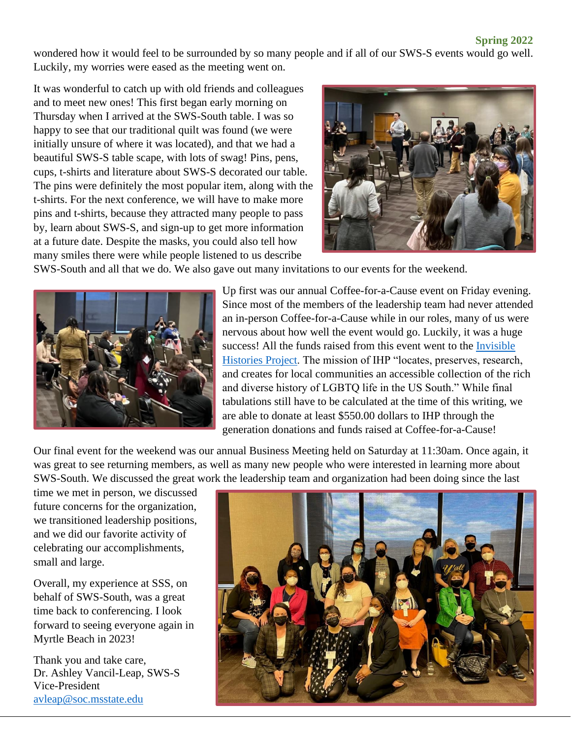wondered how it would feel to be surrounded by so many people and if all of our SWS-S events would go well. Luckily, my worries were eased as the meeting went on.

It was wonderful to catch up with old friends and colleagues and to meet new ones! This first began early morning on Thursday when I arrived at the SWS-South table. I was so happy to see that our traditional quilt was found (we were initially unsure of where it was located), and that we had a beautiful SWS-S table scape, with lots of swag! Pins, pens, cups, t-shirts and literature about SWS-S decorated our table. The pins were definitely the most popular item, along with the t-shirts. For the next conference, we will have to make more pins and t-shirts, because they attracted many people to pass by, learn about SWS-S, and sign-up to get more information at a future date. Despite the masks, you could also tell how many smiles there were while people listened to us describe SWS-South and all that we do. We also gave out many invitations to our events for the weekend.

Up first was our annual Coffee-for-a-Cause event on Friday evening. Since most of the members of the leadership team had never attended an in-person Coffee-for-a-Cause while in our roles, many of us were nervous about how well the event would go. Luckily, it was a huge success! All the funds raised from this event went to the [Invisible Histories Project](). The mission of IHP "locates, preserves, research, and creates for local communities an accessible collection of the rich and diverse history of LGBTQ life in the US South." While final tabulations still have to be calculated at the time of this writing, we are able to donate at least $550.00 dollars to IHP through the generation donations and funds raised at Coffee-for-a-Cause!

Our final event for the weekend was our annual Business Meeting held on Saturday at 11:30am. Once again, it was great to see returning members, as well as many new people who were interested in learning more about SWS-South. We discussed the great work the leadership team and organization had been doing since the last time we met in person, we discussed future concerns for the organization, we transitioned leadership positions, and we did our favorite activity of celebrating our accomplishments, small and large.

Overall, my experience at SSS, on behalf of SWS-South, was a great time back to conferencing. I look forward to seeing everyone again in Myrtle Beach in 2023!

Thank you and take care,
Dr. Ashley Vancil-Leap, SWS-S Vice-President
avleap@soc.msstate.edu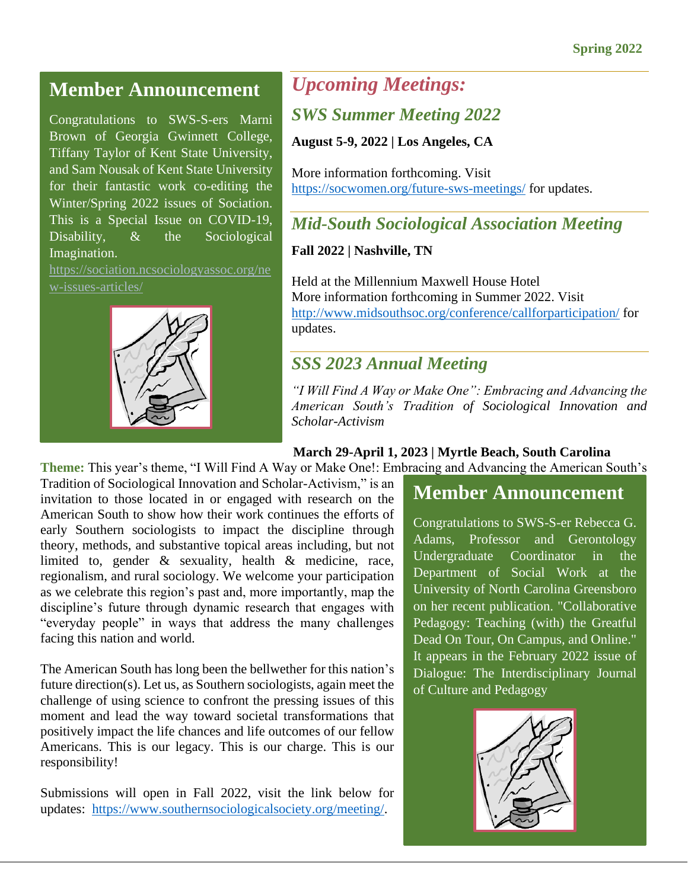## Member Announcement

Congratulations to SWS-S-ers Marni Brown of Georgia Gwinnett College, Tiffany Taylor of Kent State University, and Sam Nousak of Kent State University for their fantastic work co-editing the Winter/Spring 2022 issues of Sociation. This is a Special Issue on COVID-19, Disability, & the Sociological Imagination. https://sociation.ncsociologyassoc.org/new-issues-articles/

# *Upcoming Meetings:*

## *SWS Summer Meeting 2022*

**August 5-9, 2022 | Los Angeles, CA**

More information forthcoming. Visit https://socwomen.org/future-sws-meetings/ for updates.

## *Mid-South Sociological Association Meeting*

**Fall 2022 | Nashville, TN**

Held at the Millennium Maxwell House Hotel
More information forthcoming in Summer 2022. Visit http://www.midsouthsoc.org/conference/callforparticipation/ for updates.

## *SSS 2023 Annual Meeting*

*"I Will Find A Way or Make One": Embracing and Advancing the American South's Tradition of Sociological Innovation and Scholar-Activism*

**March 29-April 1, 2023 | Myrtle Beach, South Carolina**

**Theme:** This year's theme, "I Will Find A Way or Make One!: Embracing and Advancing the American South's Tradition of Sociological Innovation and Scholar-Activism," is an invitation to those located in or engaged with research on the American South to show how their work continues the efforts of early Southern sociologists to impact the discipline through theory, methods, and substantive topical areas including, but not limited to, gender & sexuality, health & medicine, race, regionalism, and rural sociology. We welcome your participation as we celebrate this region's past and, more importantly, map the discipline's future through dynamic research that engages with "everyday people" in ways that address the many challenges facing this nation and world.

The American South has long been the bellwether for this nation's future direction(s). Let us, as Southern sociologists, again meet the challenge of using science to confront the pressing issues of this moment and lead the way toward societal transformations that positively impact the life chances and life outcomes of our fellow Americans. This is our legacy. This is our charge. This is our responsibility!

Submissions will open in Fall 2022, visit the link below for updates: https://www.southernsociologicalsociety.org/meeting/.

## Member Announcement

Congratulations to SWS-S-er Rebecca G. Adams, Professor and Gerontology Undergraduate Coordinator in the Department of Social Work at the University of North Carolina Greensboro on her recent publication. "Collaborative Pedagogy: Teaching (with) the Greatful Dead On Tour, On Campus, and Online." It appears in the February 2022 issue of Dialogue: The Interdisciplinary Journal of Culture and Pedagogy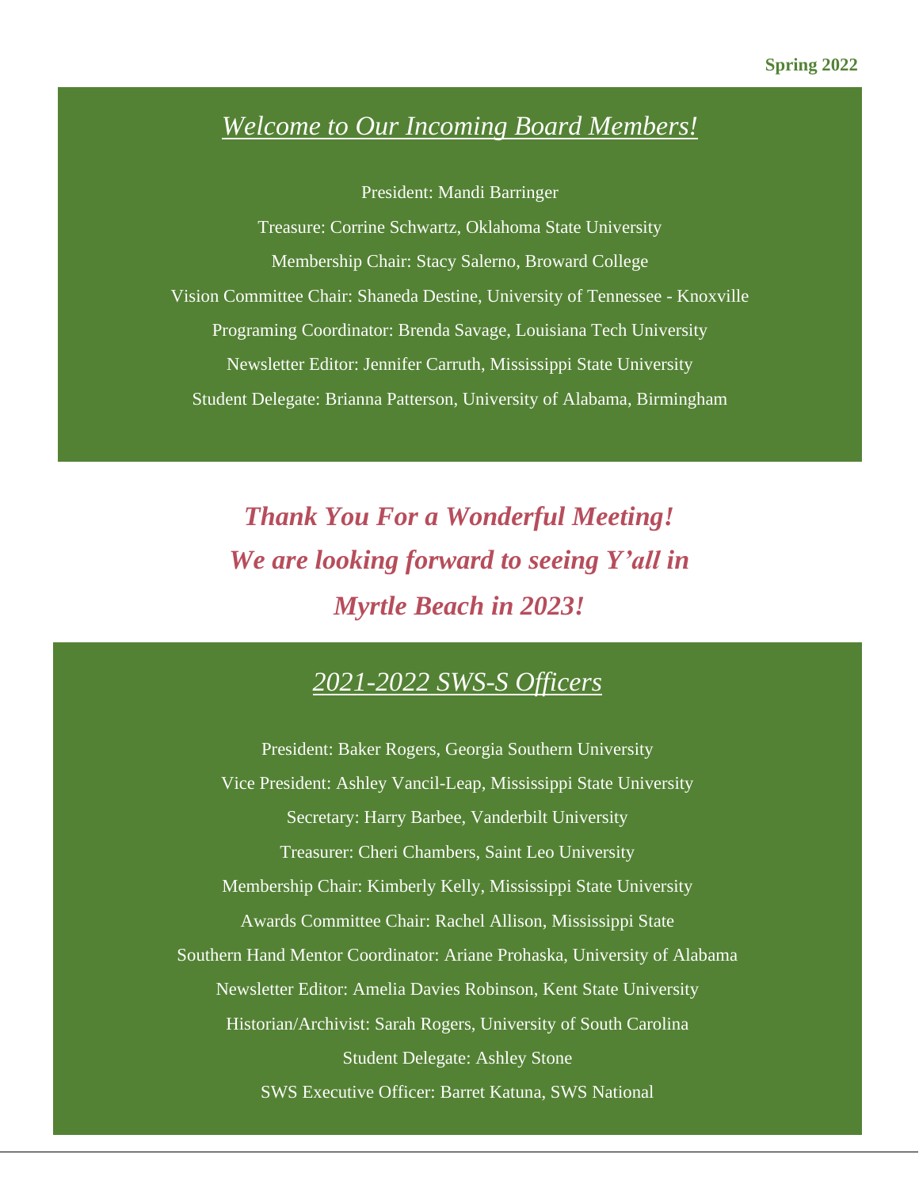## *Welcome to Our Incoming Board Members!*

President: Mandi Barringer

Treasure: Corrine Schwartz, Oklahoma State University

Membership Chair: Stacy Salerno, Broward College

Vision Committee Chair: Shaneda Destine, University of Tennessee - Knoxville

Programing Coordinator: Brenda Savage, Louisiana Tech University

Newsletter Editor: Jennifer Carruth, Mississippi State University

Student Delegate: Brianna Patterson, University of Alabama, Birmingham

***Thank You For a Wonderful Meeting!***
***We are looking forward to seeing Y'all in***
***Myrtle Beach in 2023!***

## *2021-2022 SWS-S Officers*

President: Baker Rogers, Georgia Southern University

Vice President: Ashley Vancil-Leap, Mississippi State University

Secretary: Harry Barbee, Vanderbilt University

Treasurer: Cheri Chambers, Saint Leo University

Membership Chair: Kimberly Kelly, Mississippi State University

Awards Committee Chair: Rachel Allison, Mississippi State

Southern Hand Mentor Coordinator: Ariane Prohaska, University of Alabama

Newsletter Editor: Amelia Davies Robinson, Kent State University

Historian/Archivist: Sarah Rogers, University of South Carolina

Student Delegate: Ashley Stone

SWS Executive Officer: Barret Katuna, SWS National